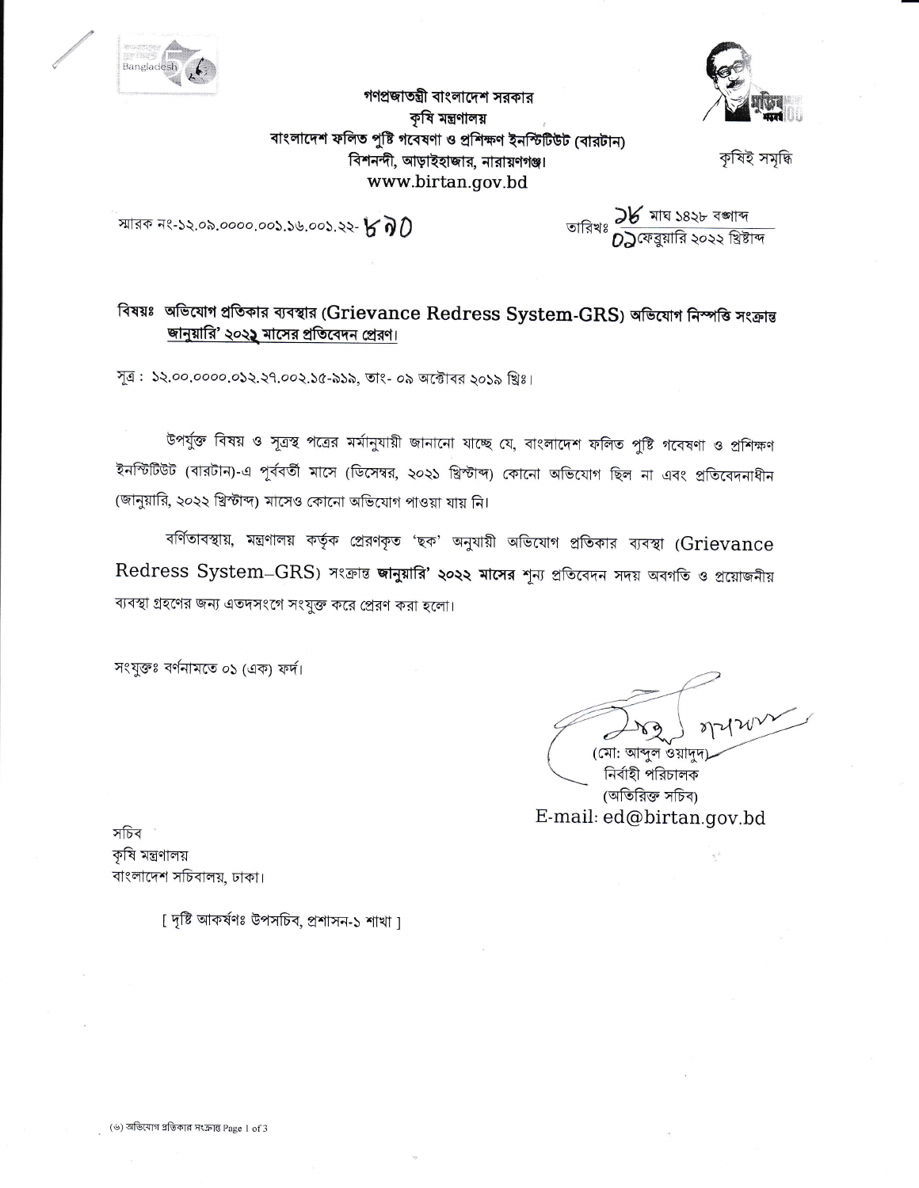গণপ্রজাতন্ত্রী বাংলাদেশ সরকার
কৃষি মন্ত্রণালয়
বাংলাদেশ ফলিত পুষ্টি গবেষণা ও প্রশিক্ষণ ইনস্টিটিউট (বারটান)
বিশনন্দী, আড়াইহাজার, নারায়ণগঞ্জ।
www.birtan.gov.bd

কৃষিই সমৃদ্ধি

স্মারক নং-১২.০৯.০০০০.০০১.১৬.০০১.২২- ৮৭০

তারিখঃ ১৮ মাঘ ১৪২৮ বঙ্গাব্দ
০১ ফেব্রুয়ারি ২০২২ খ্রিষ্টাব্দ

**বিষয়ঃ অভিযোগ প্রতিকার ব্যবস্থার (Grievance Redress System-GRS) অভিযোগ নিস্পত্তি সংক্রান্ত জানুয়ারি' ২০২২ মাসের প্রতিবেদন প্রেরণ।**

সূত্র : ১২.০০.০০০০.০১২.২৭.০০২.১৫-৯১৯, তাং- ০৯ অক্টোবর ২০১৯ খ্রিঃ।

উপর্যুক্ত বিষয় ও সূত্রস্থ পত্রের মর্মানুযায়ী জানানো যাচ্ছে যে, বাংলাদেশ ফলিত পুষ্টি গবেষণা ও প্রশিক্ষণ ইনস্টিটিউট (বারটান)-এ পূর্ববর্তী মাসে (ডিসেম্বর, ২০২১ খ্রিস্টাব্দ) কোনো অভিযোগ ছিল না এবং প্রতিবেদনাধীন (জানুয়ারি, ২০২২ খ্রিস্টাব্দ) মাসেও কোনো অভিযোগ পাওয়া যায় নি।

বর্ণিতাবস্থায়, মন্ত্রণালয় কর্তৃক প্রেরণকৃত 'ছক' অনুযায়ী অভিযোগ প্রতিকার ব্যবস্থা (Grievance Redress System–GRS) সংক্রান্ত **জানুয়ারি' ২০২২ মাসের** শূন্য প্রতিবেদন সদয় অবগতি ও প্রয়োজনীয় ব্যবস্থা গ্রহণের জন্য এতদসংগে সংযুক্ত করে প্রেরণ করা হলো।

সংযুক্তঃ বর্ণনামতে ০১ (এক) ফর্দ।

(মো: আব্দুল ওয়াদুদ)
নির্বাহী পরিচালক
(অতিরিক্ত সচিব)
E-mail: ed@birtan.gov.bd

সচিব
কৃষি মন্ত্রণালয়
বাংলাদেশ সচিবালয়, ঢাকা।

[ দৃষ্টি আকর্ষণঃ উপসচিব, প্রশাসন-১ শাখা ]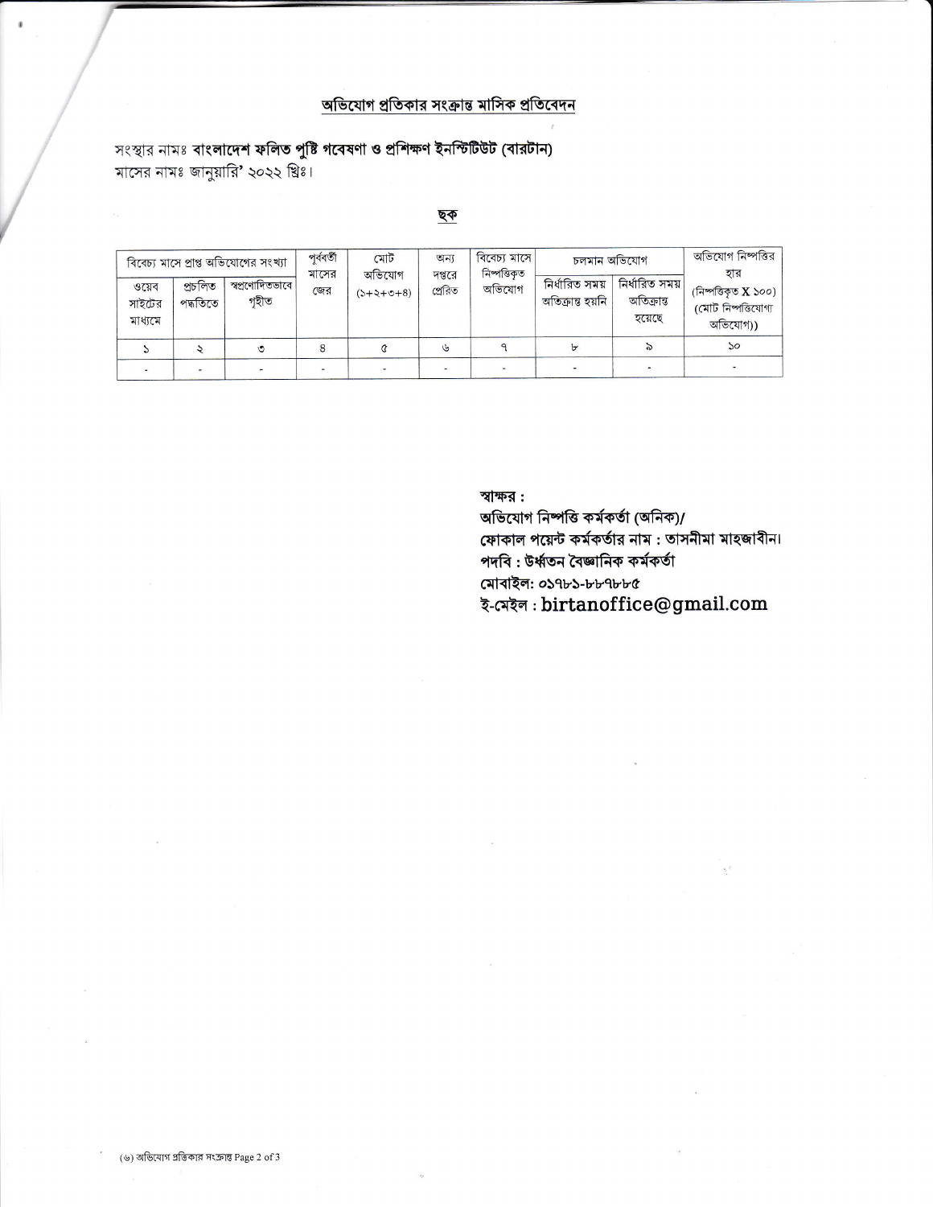## অভিযোগ প্রতিকার সংক্রান্ত মাসিক প্রতিবেদন

সংস্থার নামঃ **বাংলাদেশ ফলিত পুষ্টি গবেষণা ও প্রশিক্ষণ ইনস্টিটিউট (বারটান)**
মাসের নামঃ জানুয়ারি' ২০২২ খ্রিঃ।

### ছক

| বিবেচ্য মাসে প্রাপ্ত অভিযোগের সংখ্যা | | | পূর্ববর্তী মাসের জের | মোট অভিযোগ (১+২+৩+৪) | অন্য দপ্তরে প্রেরিত | বিবেচ্য মাসে নিষ্পত্তিকৃত অভিযোগ | চলমান অভিযোগ | | অভিযোগ নিষ্পত্তির হার (নিষ্পত্তিকৃত X ১০০) (মোট নিষ্পত্তিযোগ্য অভিযোগ)) |
|---|---|---|---|---|---|---|---|---|---|
| ওয়েব সাইটের মাধ্যমে | প্রচলিত পদ্ধতিতে | স্বপ্রণোদিতভাবে গৃহীত | | | | | নির্ধারিত সময় অতিক্রান্ত হয়নি | নির্ধারিত সময় অতিক্রান্ত হয়েছে | |
| ১ | ২ | ৩ | ৪ | ৫ | ৬ | ৭ | ৮ | ৯ | ১০ |
| - | - | - | - | - | - | - | - | - | - |

**স্বাক্ষর :**
**অভিযোগ নিষ্পত্তি কর্মকর্তা (অনিক)/**
**ফোকাল পয়েন্ট কর্মকর্তার নাম : তাসনীমা মাহজাবীন।**
**পদবি : উর্ধ্বতন বৈজ্ঞানিক কর্মকর্তা**
**মোবাইল: ০১৭৮১-৮৮৭৮৮৫**
**ই-মেইল : birtanoffice@gmail.com**